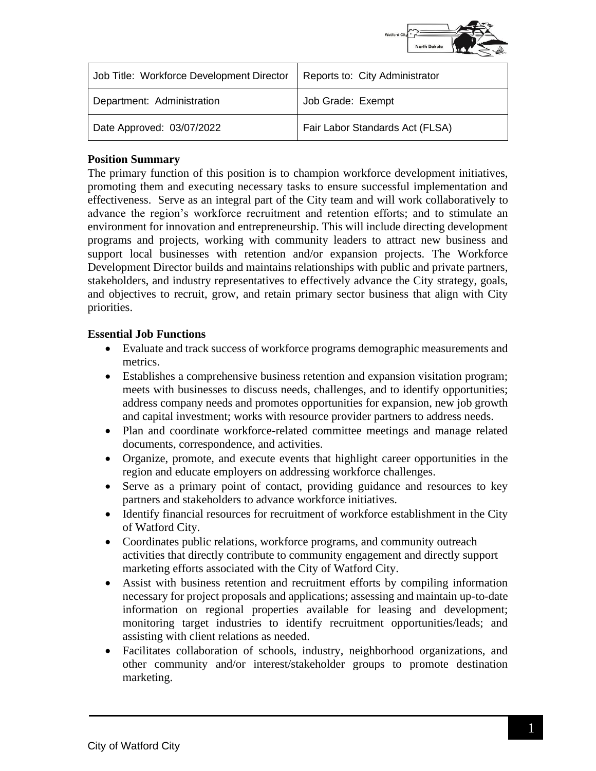| Job Title: Workforce Development Director | Reports to: City Administrator |
| --- | --- |
| Department: Administration | Job Grade: Exempt |
| Date Approved: 03/07/2022 | Fair Labor Standards Act (FLSA) |

**Position Summary**

The primary function of this position is to champion workforce development initiatives, promoting them and executing necessary tasks to ensure successful implementation and effectiveness. Serve as an integral part of the City team and will work collaboratively to advance the region's workforce recruitment and retention efforts; and to stimulate an environment for innovation and entrepreneurship. This will include directing development programs and projects, working with community leaders to attract new business and support local businesses with retention and/or expansion projects. The Workforce Development Director builds and maintains relationships with public and private partners, stakeholders, and industry representatives to effectively advance the City strategy, goals, and objectives to recruit, grow, and retain primary sector business that align with City priorities.

**Essential Job Functions**

- Evaluate and track success of workforce programs demographic measurements and metrics.
- Establishes a comprehensive business retention and expansion visitation program; meets with businesses to discuss needs, challenges, and to identify opportunities; address company needs and promotes opportunities for expansion, new job growth and capital investment; works with resource provider partners to address needs.
- Plan and coordinate workforce-related committee meetings and manage related documents, correspondence, and activities.
- Organize, promote, and execute events that highlight career opportunities in the region and educate employers on addressing workforce challenges.
- Serve as a primary point of contact, providing guidance and resources to key partners and stakeholders to advance workforce initiatives.
- Identify financial resources for recruitment of workforce establishment in the City of Watford City.
- Coordinates public relations, workforce programs, and community outreach activities that directly contribute to community engagement and directly support marketing efforts associated with the City of Watford City.
- Assist with business retention and recruitment efforts by compiling information necessary for project proposals and applications; assessing and maintain up-to-date information on regional properties available for leasing and development; monitoring target industries to identify recruitment opportunities/leads; and assisting with client relations as needed.
- Facilitates collaboration of schools, industry, neighborhood organizations, and other community and/or interest/stakeholder groups to promote destination marketing.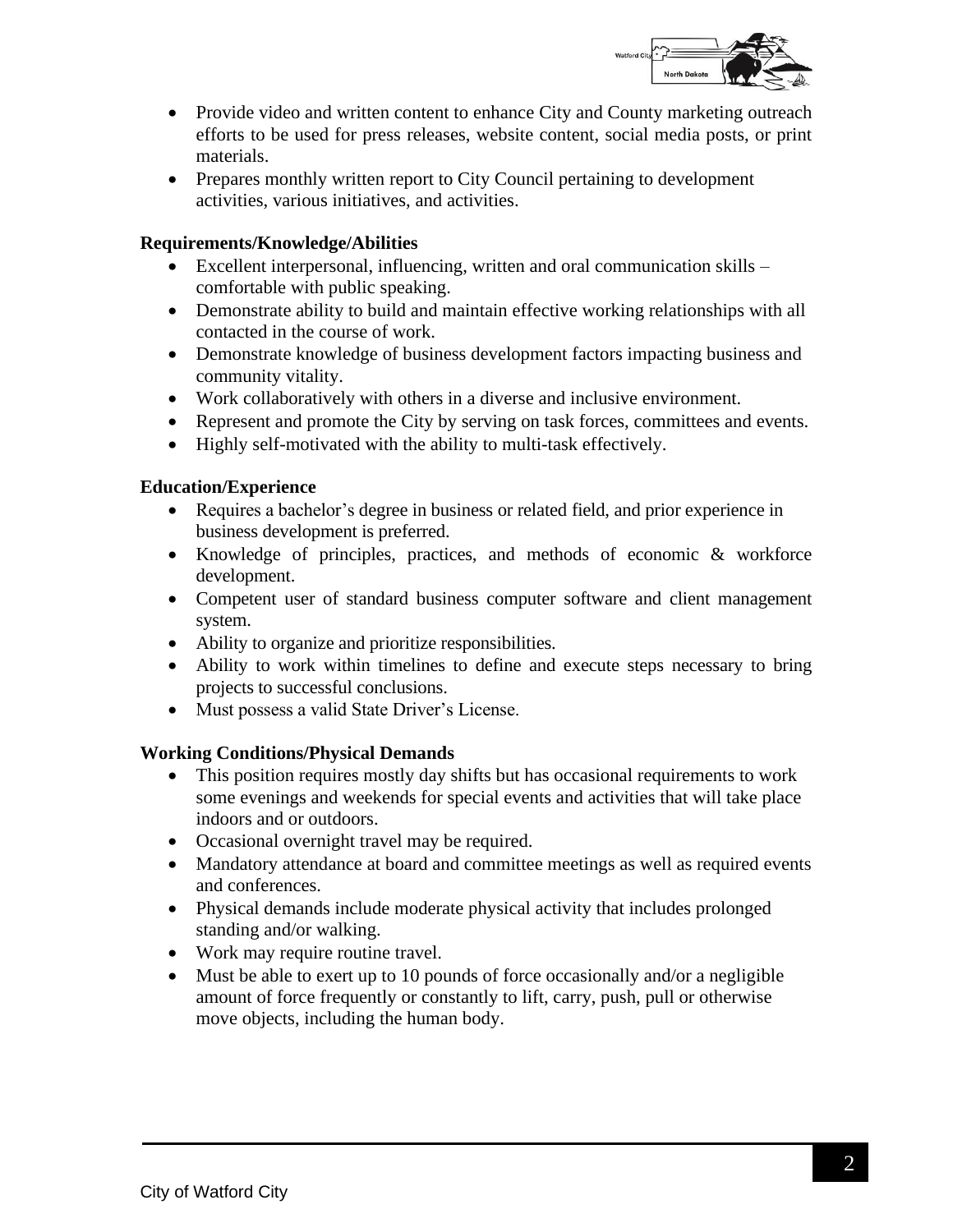- Provide video and written content to enhance City and County marketing outreach efforts to be used for press releases, website content, social media posts, or print materials.
- Prepares monthly written report to City Council pertaining to development activities, various initiatives, and activities.

**Requirements/Knowledge/Abilities**

- Excellent interpersonal, influencing, written and oral communication skills – comfortable with public speaking.
- Demonstrate ability to build and maintain effective working relationships with all contacted in the course of work.
- Demonstrate knowledge of business development factors impacting business and community vitality.
- Work collaboratively with others in a diverse and inclusive environment.
- Represent and promote the City by serving on task forces, committees and events.
- Highly self-motivated with the ability to multi-task effectively.

**Education/Experience**

- Requires a bachelor's degree in business or related field, and prior experience in business development is preferred.
- Knowledge of principles, practices, and methods of economic & workforce development.
- Competent user of standard business computer software and client management system.
- Ability to organize and prioritize responsibilities.
- Ability to work within timelines to define and execute steps necessary to bring projects to successful conclusions.
- Must possess a valid State Driver's License.

**Working Conditions/Physical Demands**

- This position requires mostly day shifts but has occasional requirements to work some evenings and weekends for special events and activities that will take place indoors and or outdoors.
- Occasional overnight travel may be required.
- Mandatory attendance at board and committee meetings as well as required events and conferences.
- Physical demands include moderate physical activity that includes prolonged standing and/or walking.
- Work may require routine travel.
- Must be able to exert up to 10 pounds of force occasionally and/or a negligible amount of force frequently or constantly to lift, carry, push, pull or otherwise move objects, including the human body.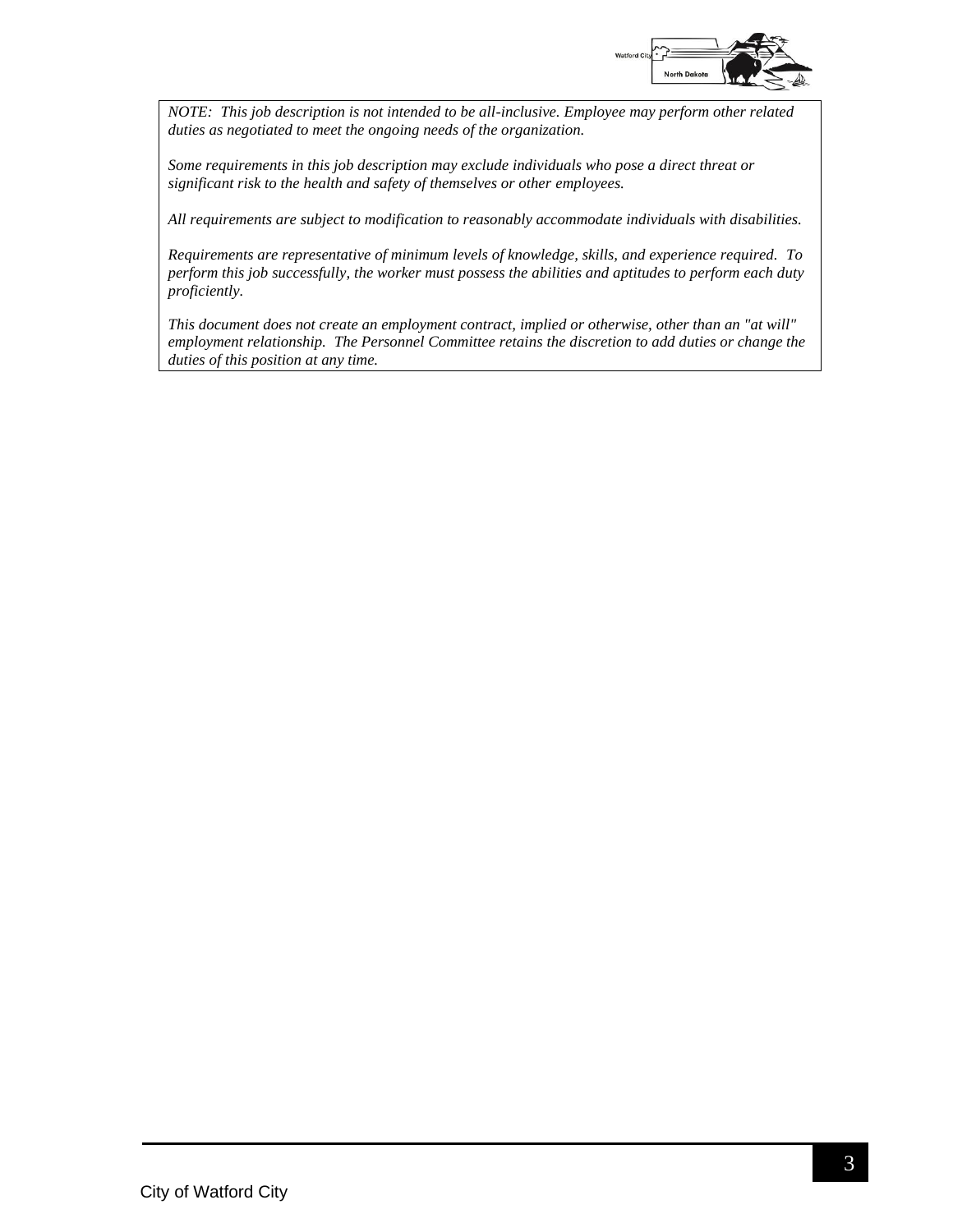*NOTE: This job description is not intended to be all-inclusive. Employee may perform other related duties as negotiated to meet the ongoing needs of the organization.*

*Some requirements in this job description may exclude individuals who pose a direct threat or significant risk to the health and safety of themselves or other employees.*

*All requirements are subject to modification to reasonably accommodate individuals with disabilities.*

*Requirements are representative of minimum levels of knowledge, skills, and experience required. To perform this job successfully, the worker must possess the abilities and aptitudes to perform each duty proficiently.*

*This document does not create an employment contract, implied or otherwise, other than an "at will" employment relationship. The Personnel Committee retains the discretion to add duties or change the duties of this position at any time.*